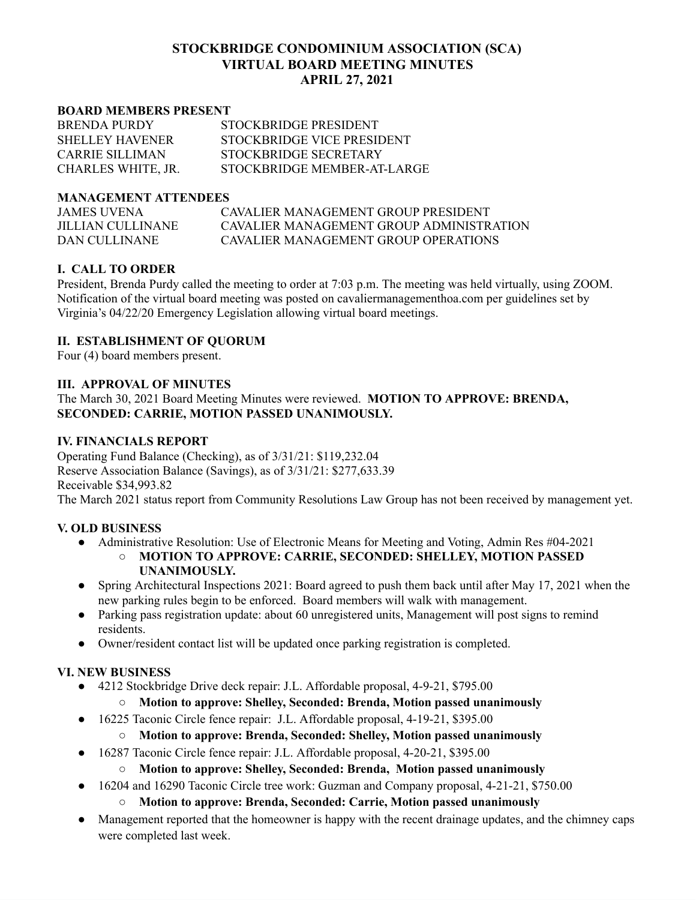# STOCKBRIDGE CONDOMINIUM ASSOCIATION (SCA)
# VIRTUAL BOARD MEETING MINUTES
# APRIL 27, 2021

**BOARD MEMBERS PRESENT**

| | |
|---|---|
| BRENDA PURDY | STOCKBRIDGE PRESIDENT |
| SHELLEY HAVENER | STOCKBRIDGE VICE PRESIDENT |
| CARRIE SILLIMAN | STOCKBRIDGE SECRETARY |
| CHARLES WHITE, JR. | STOCKBRIDGE MEMBER-AT-LARGE |

**MANAGEMENT ATTENDEES**

| | |
|---|---|
| JAMES UVENA | CAVALIER MANAGEMENT GROUP PRESIDENT |
| JILLIAN CULLINANE | CAVALIER MANAGEMENT GROUP ADMINISTRATION |
| DAN CULLINANE | CAVALIER MANAGEMENT GROUP OPERATIONS |

## I. CALL TO ORDER

President, Brenda Purdy called the meeting to order at 7:03 p.m. The meeting was held virtually, using ZOOM. Notification of the virtual board meeting was posted on cavaliermanagementhoa.com per guidelines set by Virginia's 04/22/20 Emergency Legislation allowing virtual board meetings.

## II. ESTABLISHMENT OF QUORUM

Four (4) board members present.

## III. APPROVAL OF MINUTES

The March 30, 2021 Board Meeting Minutes were reviewed. **MOTION TO APPROVE: BRENDA, SECONDED: CARRIE, MOTION PASSED UNANIMOUSLY.**

## IV. FINANCIALS REPORT

Operating Fund Balance (Checking), as of 3/31/21: $119,232.04
Reserve Association Balance (Savings), as of 3/31/21: $277,633.39
Receivable $34,993.82
The March 2021 status report from Community Resolutions Law Group has not been received by management yet.

## V. OLD BUSINESS

- Administrative Resolution: Use of Electronic Means for Meeting and Voting, Admin Res #04-2021
  - **MOTION TO APPROVE: CARRIE, SECONDED: SHELLEY, MOTION PASSED UNANIMOUSLY.**
- Spring Architectural Inspections 2021: Board agreed to push them back until after May 17, 2021 when the new parking rules begin to be enforced. Board members will walk with management.
- Parking pass registration update: about 60 unregistered units, Management will post signs to remind residents.
- Owner/resident contact list will be updated once parking registration is completed.

## VI. NEW BUSINESS

- 4212 Stockbridge Drive deck repair: J.L. Affordable proposal, 4-9-21, $795.00
  - **Motion to approve: Shelley, Seconded: Brenda, Motion passed unanimously**
- 16225 Taconic Circle fence repair: J.L. Affordable proposal, 4-19-21, $395.00
  - **Motion to approve: Brenda, Seconded: Shelley, Motion passed unanimously**
- 16287 Taconic Circle fence repair: J.L. Affordable proposal, 4-20-21, $395.00
  - **Motion to approve: Shelley, Seconded: Brenda, Motion passed unanimously**
- 16204 and 16290 Taconic Circle tree work: Guzman and Company proposal, 4-21-21, $750.00
  - **Motion to approve: Brenda, Seconded: Carrie, Motion passed unanimously**
- Management reported that the homeowner is happy with the recent drainage updates, and the chimney caps were completed last week.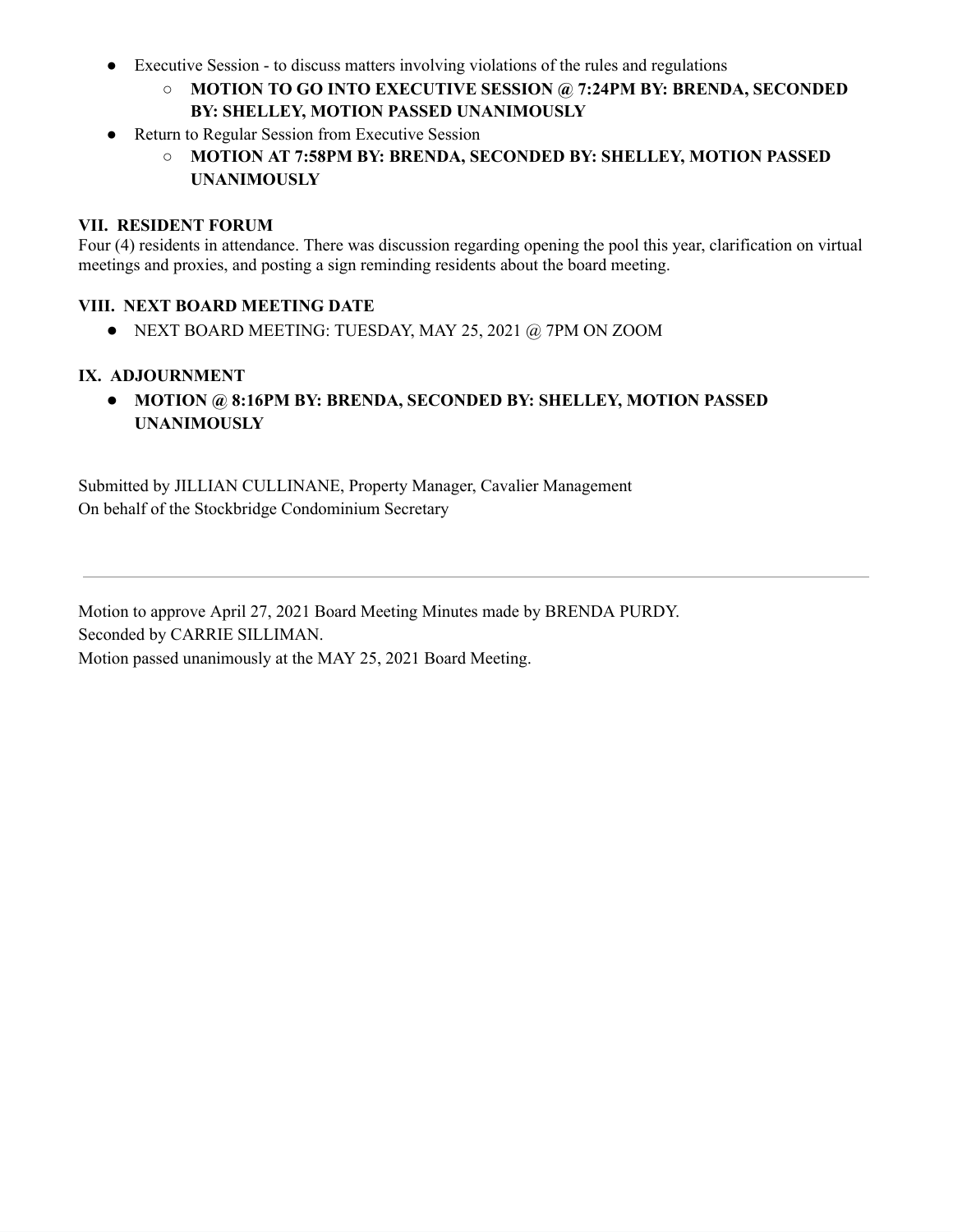- Executive Session - to discuss matters involving violations of the rules and regulations
  - **MOTION TO GO INTO EXECUTIVE SESSION @ 7:24PM BY: BRENDA, SECONDED BY: SHELLEY, MOTION PASSED UNANIMOUSLY**
- Return to Regular Session from Executive Session
  - **MOTION AT 7:58PM BY: BRENDA, SECONDED BY: SHELLEY, MOTION PASSED UNANIMOUSLY**

### VII. RESIDENT FORUM

Four (4) residents in attendance. There was discussion regarding opening the pool this year, clarification on virtual meetings and proxies, and posting a sign reminding residents about the board meeting.

### VIII. NEXT BOARD MEETING DATE

- NEXT BOARD MEETING: TUESDAY, MAY 25, 2021 @ 7PM ON ZOOM

### IX. ADJOURNMENT

- **MOTION @ 8:16PM BY: BRENDA, SECONDED BY: SHELLEY, MOTION PASSED UNANIMOUSLY**

Submitted by JILLIAN CULLINANE, Property Manager, Cavalier Management
On behalf of the Stockbridge Condominium Secretary

---

Motion to approve April 27, 2021 Board Meeting Minutes made by BRENDA PURDY.
Seconded by CARRIE SILLIMAN.
Motion passed unanimously at the MAY 25, 2021 Board Meeting.